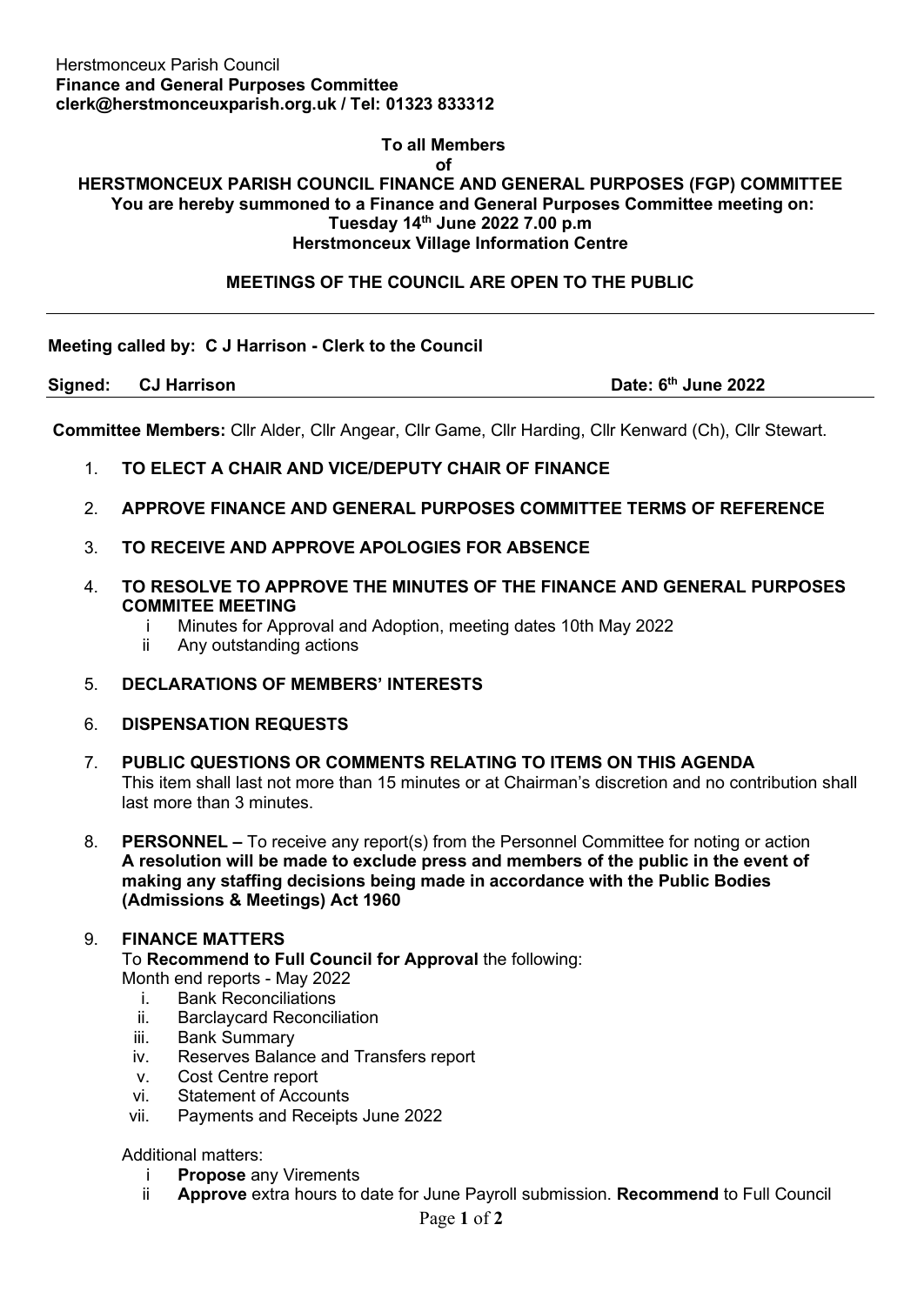Herstmonceux Parish Council
**Finance and General Purposes Committee**
**clerk@herstmonceuxparish.org.uk / Tel: 01323 833312**

**To all Members**
**of**
**HERSTMONCEUX PARISH COUNCIL FINANCE AND GENERAL PURPOSES (FGP) COMMITTEE**
**You are hereby summoned to a Finance and General Purposes Committee meeting on:**
**Tuesday 14th June 2022 7.00 p.m**
**Herstmonceux Village Information Centre**

**MEETINGS OF THE COUNCIL ARE OPEN TO THE PUBLIC**

---

**Meeting called by: C J Harrison - Clerk to the Council**

**Signed: CJ Harrison** **Date: 6th June 2022**

---

**Committee Members:** Cllr Alder, Cllr Angear, Cllr Game, Cllr Harding, Cllr Kenward (Ch), Cllr Stewart.

1. **TO ELECT A CHAIR AND VICE/DEPUTY CHAIR OF FINANCE**

2. **APPROVE FINANCE AND GENERAL PURPOSES COMMITTEE TERMS OF REFERENCE**

3. **TO RECEIVE AND APPROVE APOLOGIES FOR ABSENCE**

4. **TO RESOLVE TO APPROVE THE MINUTES OF THE FINANCE AND GENERAL PURPOSES COMMITEE MEETING**
   i Minutes for Approval and Adoption, meeting dates 10th May 2022
   ii Any outstanding actions

5. **DECLARATIONS OF MEMBERS' INTERESTS**

6. **DISPENSATION REQUESTS**

7. **PUBLIC QUESTIONS OR COMMENTS RELATING TO ITEMS ON THIS AGENDA**
   This item shall last not more than 15 minutes or at Chairman's discretion and no contribution shall last more than 3 minutes.

8. **PERSONNEL –** To receive any report(s) from the Personnel Committee for noting or action
   **A resolution will be made to exclude press and members of the public in the event of making any staffing decisions being made in accordance with the Public Bodies (Admissions & Meetings) Act 1960**

9. **FINANCE MATTERS**
   To **Recommend to Full Council for Approval** the following:
   Month end reports - May 2022
   i. Bank Reconciliations
   ii. Barclaycard Reconciliation
   iii. Bank Summary
   iv. Reserves Balance and Transfers report
   v. Cost Centre report
   vi. Statement of Accounts
   vii. Payments and Receipts June 2022

   Additional matters:
   i **Propose** any Virements
   ii **Approve** extra hours to date for June Payroll submission. **Recommend** to Full Council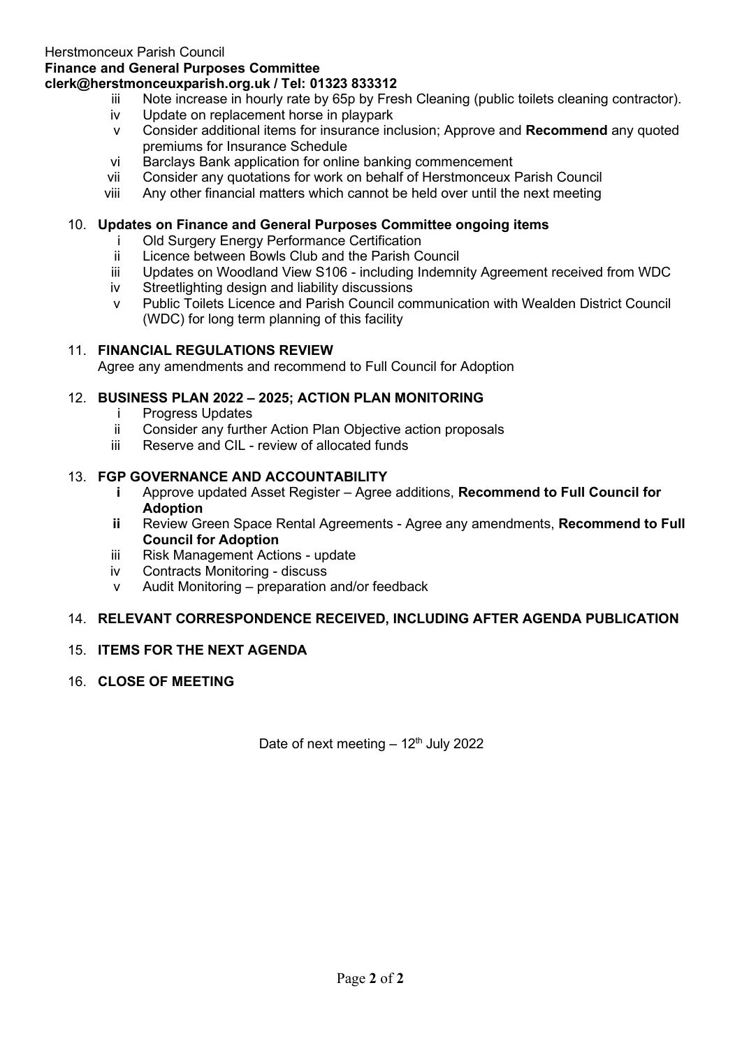iii Note increase in hourly rate by 65p by Fresh Cleaning (public toilets cleaning contractor).
iv Update on replacement horse in playpark
v Consider additional items for insurance inclusion; Approve and **Recommend** any quoted premiums for Insurance Schedule
vi Barclays Bank application for online banking commencement
vii Consider any quotations for work on behalf of Herstmonceux Parish Council
viii Any other financial matters which cannot be held over until the next meeting

10. **Updates on Finance and General Purposes Committee ongoing items**
    i Old Surgery Energy Performance Certification
    ii Licence between Bowls Club and the Parish Council
    iii Updates on Woodland View S106 - including Indemnity Agreement received from WDC
    iv Streetlighting design and liability discussions
    v Public Toilets Licence and Parish Council communication with Wealden District Council (WDC) for long term planning of this facility

11. **FINANCIAL REGULATIONS REVIEW**
    Agree any amendments and recommend to Full Council for Adoption

12. **BUSINESS PLAN 2022 – 2025; ACTION PLAN MONITORING**
    i Progress Updates
    ii Consider any further Action Plan Objective action proposals
    iii Reserve and CIL - review of allocated funds

13. **FGP GOVERNANCE AND ACCOUNTABILITY**
    **i** Approve updated Asset Register – Agree additions, **Recommend to Full Council for Adoption**
    **ii** Review Green Space Rental Agreements - Agree any amendments, **Recommend to Full Council for Adoption**
    iii Risk Management Actions - update
    iv Contracts Monitoring - discuss
    v Audit Monitoring – preparation and/or feedback

14. **RELEVANT CORRESPONDENCE RECEIVED, INCLUDING AFTER AGENDA PUBLICATION**

15. **ITEMS FOR THE NEXT AGENDA**

16. **CLOSE OF MEETING**

Date of next meeting – 12th July 2022